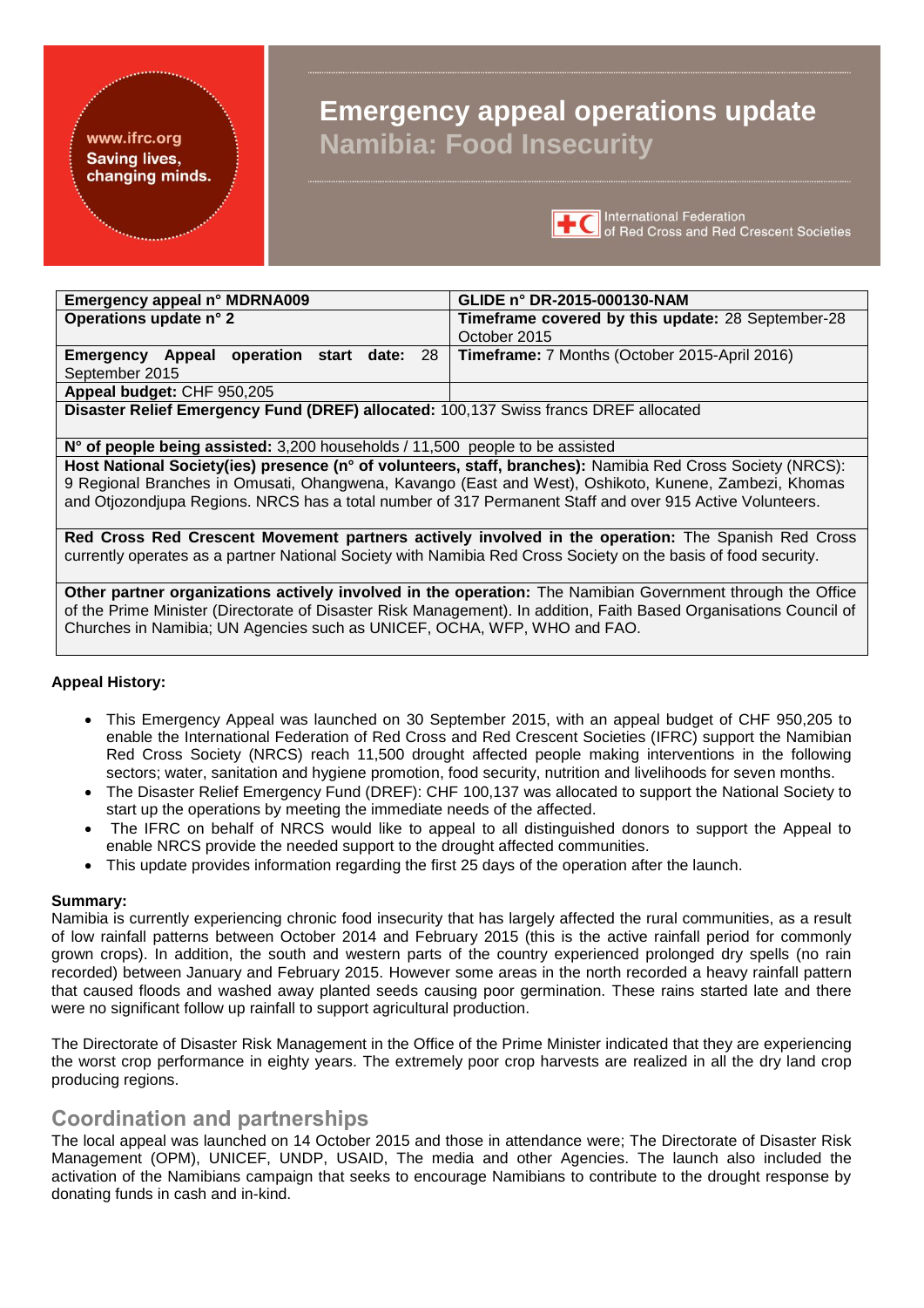# Emergency appeal operations update
## Namibia: Food Insecurity

www.ifrc.org
Saving lives, changing minds.

International Federation of Red Cross and Red Crescent Societies

| **Emergency appeal n° MDRNA009** | **GLIDE n° DR-2015-000130-NAM** |
|---|---|
| **Operations update n° 2** | **Timeframe covered by this update:** 28 September-28 October 2015 |
| **Emergency Appeal operation start date:** 28 September 2015 | **Timeframe:** 7 Months (October 2015-April 2016) |
| **Appeal budget:** CHF 950,205 | |
| **Disaster Relief Emergency Fund (DREF) allocated:** 100,137 Swiss francs DREF allocated | |
| **N° of people being assisted:** 3,200 households / 11,500 people to be assisted | |
| **Host National Society(ies) presence (n° of volunteers, staff, branches):** Namibia Red Cross Society (NRCS): 9 Regional Branches in Omusati, Ohangwena, Kavango (East and West), Oshikoto, Kunene, Zambezi, Khomas and Otjozondjupa Regions. NRCS has a total number of 317 Permanent Staff and over 915 Active Volunteers. | |
| **Red Cross Red Crescent Movement partners actively involved in the operation:** The Spanish Red Cross currently operates as a partner National Society with Namibia Red Cross Society on the basis of food security. | |
| **Other partner organizations actively involved in the operation:** The Namibian Government through the Office of the Prime Minister (Directorate of Disaster Risk Management). In addition, Faith Based Organisations Council of Churches in Namibia; UN Agencies such as UNICEF, OCHA, WFP, WHO and FAO. | |

**Appeal History:**

- This Emergency Appeal was launched on 30 September 2015, with an appeal budget of CHF 950,205 to enable the International Federation of Red Cross and Red Crescent Societies (IFRC) support the Namibian Red Cross Society (NRCS) reach 11,500 drought affected people making interventions in the following sectors; water, sanitation and hygiene promotion, food security, nutrition and livelihoods for seven months.
- The Disaster Relief Emergency Fund (DREF): CHF 100,137 was allocated to support the National Society to start up the operations by meeting the immediate needs of the affected.
- The IFRC on behalf of NRCS would like to appeal to all distinguished donors to support the Appeal to enable NRCS provide the needed support to the drought affected communities.
- This update provides information regarding the first 25 days of the operation after the launch.

**Summary:**
Namibia is currently experiencing chronic food insecurity that has largely affected the rural communities, as a result of low rainfall patterns between October 2014 and February 2015 (this is the active rainfall period for commonly grown crops). In addition, the south and western parts of the country experienced prolonged dry spells (no rain recorded) between January and February 2015. However some areas in the north recorded a heavy rainfall pattern that caused floods and washed away planted seeds causing poor germination. These rains started late and there were no significant follow up rainfall to support agricultural production.

The Directorate of Disaster Risk Management in the Office of the Prime Minister indicated that they are experiencing the worst crop performance in eighty years. The extremely poor crop harvests are realized in all the dry land crop producing regions.

## Coordination and partnerships

The local appeal was launched on 14 October 2015 and those in attendance were; The Directorate of Disaster Risk Management (OPM), UNICEF, UNDP, USAID, The media and other Agencies. The launch also included the activation of the Namibians campaign that seeks to encourage Namibians to contribute to the drought response by donating funds in cash and in-kind.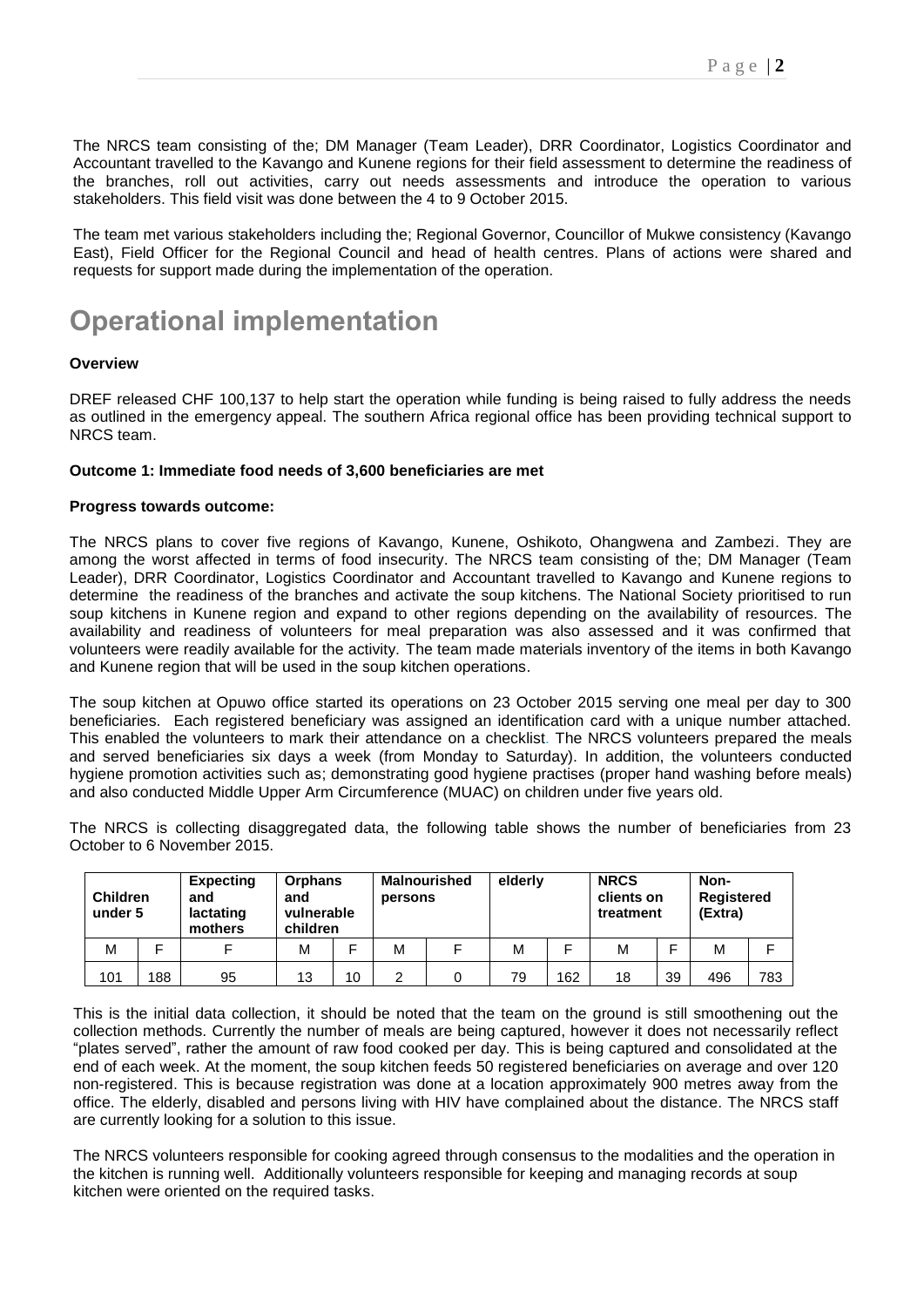The NRCS team consisting of the; DM Manager (Team Leader), DRR Coordinator, Logistics Coordinator and Accountant travelled to the Kavango and Kunene regions for their field assessment to determine the readiness of the branches, roll out activities, carry out needs assessments and introduce the operation to various stakeholders. This field visit was done between the 4 to 9 October 2015.

The team met various stakeholders including the; Regional Governor, Councillor of Mukwe consistency (Kavango East), Field Officer for the Regional Council and head of health centres. Plans of actions were shared and requests for support made during the implementation of the operation.

# Operational implementation

**Overview**

DREF released CHF 100,137 to help start the operation while funding is being raised to fully address the needs as outlined in the emergency appeal. The southern Africa regional office has been providing technical support to NRCS team.

**Outcome 1: Immediate food needs of 3,600 beneficiaries are met**

**Progress towards outcome:**

The NRCS plans to cover five regions of Kavango, Kunene, Oshikoto, Ohangwena and Zambezi. They are among the worst affected in terms of food insecurity. The NRCS team consisting of the; DM Manager (Team Leader), DRR Coordinator, Logistics Coordinator and Accountant travelled to Kavango and Kunene regions to determine the readiness of the branches and activate the soup kitchens. The National Society prioritised to run soup kitchens in Kunene region and expand to other regions depending on the availability of resources. The availability and readiness of volunteers for meal preparation was also assessed and it was confirmed that volunteers were readily available for the activity. The team made materials inventory of the items in both Kavango and Kunene region that will be used in the soup kitchen operations.

The soup kitchen at Opuwo office started its operations on 23 October 2015 serving one meal per day to 300 beneficiaries. Each registered beneficiary was assigned an identification card with a unique number attached. This enabled the volunteers to mark their attendance on a checklist. The NRCS volunteers prepared the meals and served beneficiaries six days a week (from Monday to Saturday). In addition, the volunteers conducted hygiene promotion activities such as; demonstrating good hygiene practises (proper hand washing before meals) and also conducted Middle Upper Arm Circumference (MUAC) on children under five years old.

The NRCS is collecting disaggregated data, the following table shows the number of beneficiaries from 23 October to 6 November 2015.

| Children under 5 | | Expecting and lactating mothers | Orphans and vulnerable children | | Malnourished persons | | elderly | | NRCS clients on treatment | | Non-Registered (Extra) | |
|---|---|---|---|---|---|---|---|---|---|---|---|---|
| M | F | F | M | F | M | F | M | F | M | F | M | F |
| 101 | 188 | 95 | 13 | 10 | 2 | 0 | 79 | 162 | 18 | 39 | 496 | 783 |

This is the initial data collection, it should be noted that the team on the ground is still smoothening out the collection methods. Currently the number of meals are being captured, however it does not necessarily reflect "plates served", rather the amount of raw food cooked per day. This is being captured and consolidated at the end of each week. At the moment, the soup kitchen feeds 50 registered beneficiaries on average and over 120 non-registered. This is because registration was done at a location approximately 900 metres away from the office. The elderly, disabled and persons living with HIV have complained about the distance. The NRCS staff are currently looking for a solution to this issue.

The NRCS volunteers responsible for cooking agreed through consensus to the modalities and the operation in the kitchen is running well. Additionally volunteers responsible for keeping and managing records at soup kitchen were oriented on the required tasks.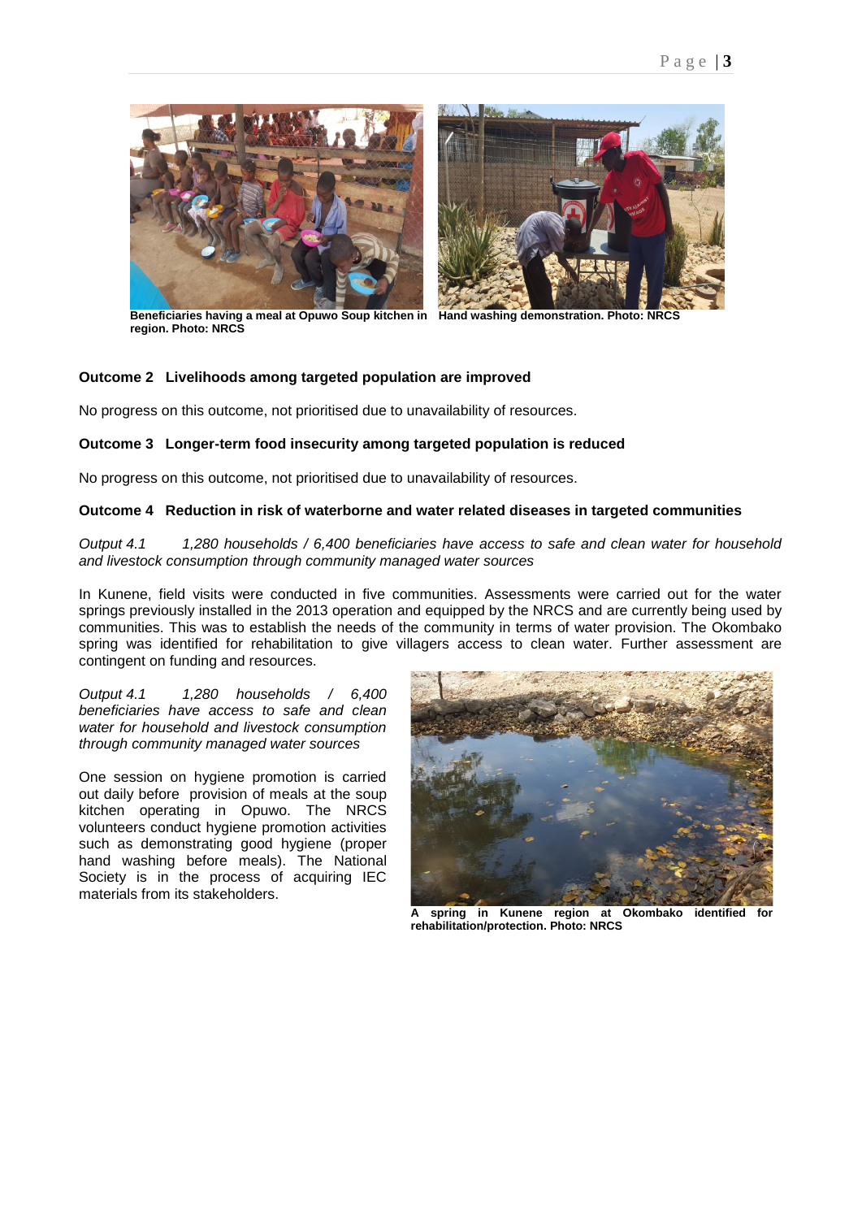Beneficiaries having a meal at Opuwo Soup kitchen in region. Photo: NRCS

Hand washing demonstration. Photo: NRCS

**Outcome 2 Livelihoods among targeted population are improved**

No progress on this outcome, not prioritised due to unavailability of resources.

**Outcome 3 Longer-term food insecurity among targeted population is reduced**

No progress on this outcome, not prioritised due to unavailability of resources.

**Outcome 4 Reduction in risk of waterborne and water related diseases in targeted communities**

*Output 4.1 1,280 households / 6,400 beneficiaries have access to safe and clean water for household and livestock consumption through community managed water sources*

In Kunene, field visits were conducted in five communities. Assessments were carried out for the water springs previously installed in the 2013 operation and equipped by the NRCS and are currently being used by communities. This was to establish the needs of the community in terms of water provision. The Okombako spring was identified for rehabilitation to give villagers access to clean water. Further assessment are contingent on funding and resources.

*Output 4.1 1,280 households / 6,400 beneficiaries have access to safe and clean water for household and livestock consumption through community managed water sources*

One session on hygiene promotion is carried out daily before provision of meals at the soup kitchen operating in Opuwo. The NRCS volunteers conduct hygiene promotion activities such as demonstrating good hygiene (proper hand washing before meals). The National Society is in the process of acquiring IEC materials from its stakeholders.

A spring in Kunene region at Okombako identified for rehabilitation/protection. Photo: NRCS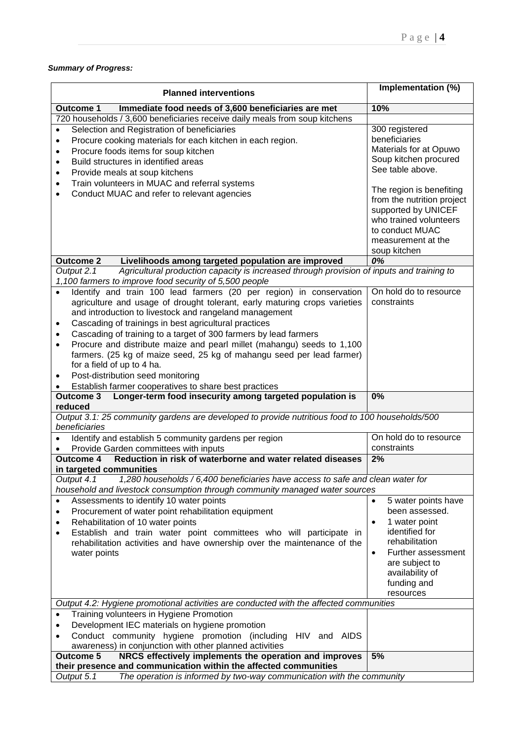***Summary of Progress:***

| **Planned interventions** | **Implementation (%)** |
|---|---|
| **Outcome 1 Immediate food needs of 3,600 beneficiaries are met** | **10%** |
| 720 households / 3,600 beneficiaries receive daily meals from soup kitchens | |
| • Selection and Registration of beneficiaries<br>• Procure cooking materials for each kitchen in each region.<br>• Procure foods items for soup kitchen<br>• Build structures in identified areas<br>• Provide meals at soup kitchens<br>• Train volunteers in MUAC and referral systems<br>• Conduct MUAC and refer to relevant agencies | 300 registered beneficiaries<br>Materials for at Opuwo Soup kitchen procured<br>See table above.<br><br>The region is benefiting from the nutrition project supported by UNICEF who trained volunteers to conduct MUAC measurement at the soup kitchen |
| **Outcome 2 Livelihoods among targeted population are improved** | ***0%*** |
| *Output 2.1 Agricultural production capacity is increased through provision of inputs and training to 1,100 farmers to improve food security of 5,500 people* | |
| • Identify and train 100 lead farmers (20 per region) in conservation agriculture and usage of drought tolerant, early maturing crops varieties and introduction to livestock and rangeland management<br>• Cascading of trainings in best agricultural practices<br>• Cascading of training to a target of 300 farmers by lead farmers<br>• Procure and distribute maize and pearl millet (mahangu) seeds to 1,100 farmers. (25 kg of maize seed, 25 kg of mahangu seed per lead farmer) for a field of up to 4 ha.<br>• Post-distribution seed monitoring<br>• Establish farmer cooperatives to share best practices | On hold do to resource constraints |
| **Outcome 3 Longer-term food insecurity among targeted population is reduced** | **0%** |
| *Output 3.1: 25 community gardens are developed to provide nutritious food to 100 households/500 beneficiaries* | |
| • Identify and establish 5 community gardens per region<br>• Provide Garden committees with inputs | On hold do to resource constraints |
| **Outcome 4 Reduction in risk of waterborne and water related diseases in targeted communities** | **2%** |
| *Output 4.1 1,280 households / 6,400 beneficiaries have access to safe and clean water for household and livestock consumption through community managed water sources* | |
| • Assessments to identify 10 water points<br>• Procurement of water point rehabilitation equipment<br>• Rehabilitation of 10 water points<br>• Establish and train water point committees who will participate in rehabilitation activities and have ownership over the maintenance of the water points | • 5 water points have been assessed.<br>• 1 water point identified for rehabilitation<br>• Further assessment are subject to availability of funding and resources |
| *Output 4.2: Hygiene promotional activities are conducted with the affected communities* | |
| • Training volunteers in Hygiene Promotion<br>• Development IEC materials on hygiene promotion<br>• Conduct community hygiene promotion (including HIV and AIDS awareness) in conjunction with other planned activities | |
| **Outcome 5 NRCS effectively implements the operation and improves their presence and communication within the affected communities** | **5%** |
| *Output 5.1 The operation is informed by two-way communication with the community* | |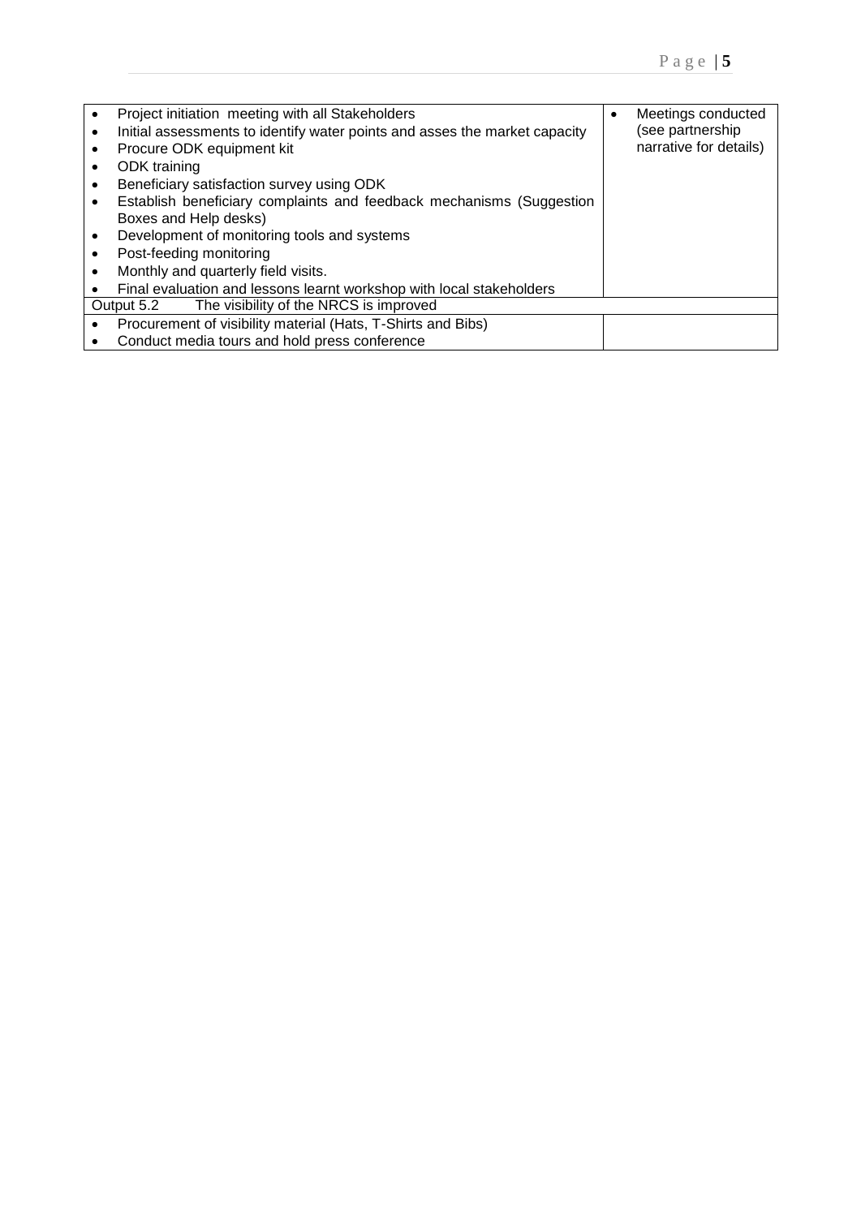| Activities | Progress |
| --- | --- |
| • Project initiation meeting with all Stakeholders<br>• Initial assessments to identify water points and asses the market capacity<br>• Procure ODK equipment kit<br>• ODK training<br>• Beneficiary satisfaction survey using ODK<br>• Establish beneficiary complaints and feedback mechanisms (Suggestion Boxes and Help desks)<br>• Development of monitoring tools and systems<br>• Post-feeding monitoring<br>• Monthly and quarterly field visits.<br>• Final evaluation and lessons learnt workshop with local stakeholders | • Meetings conducted (see partnership narrative for details) |
| Output 5.2 The visibility of the NRCS is improved | |
| • Procurement of visibility material (Hats, T-Shirts and Bibs)<br>• Conduct media tours and hold press conference | |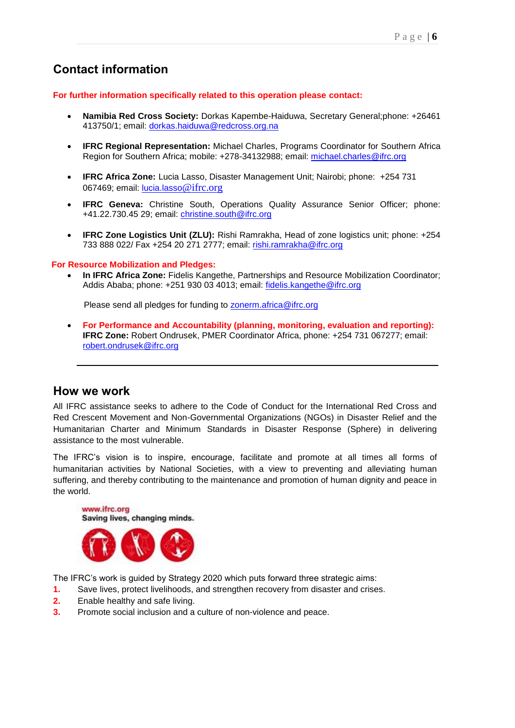## Contact information

**For further information specifically related to this operation please contact:**

- **Namibia Red Cross Society:** Dorkas Kapembe-Haiduwa, Secretary General;phone: +26461 413750/1; email: dorkas.haiduwa@redcross.org.na

- **IFRC Regional Representation:** Michael Charles, Programs Coordinator for Southern Africa Region for Southern Africa; mobile: +278-34132988; email: michael.charles@ifrc.org

- **IFRC Africa Zone:** Lucia Lasso, Disaster Management Unit; Nairobi; phone: +254 731 067469; email: lucia.lasso@ifrc.org

- **IFRC Geneva:** Christine South, Operations Quality Assurance Senior Officer; phone: +41.22.730.45 29; email: christine.south@ifrc.org

- **IFRC Zone Logistics Unit (ZLU):** Rishi Ramrakha, Head of zone logistics unit; phone: +254 733 888 022/ Fax +254 20 271 2777; email: rishi.ramrakha@ifrc.org

**For Resource Mobilization and Pledges:**

- **In IFRC Africa Zone:** Fidelis Kangethe, Partnerships and Resource Mobilization Coordinator; Addis Ababa; phone: +251 930 03 4013; email: fidelis.kangethe@ifrc.org

  Please send all pledges for funding to zonerm.africa@ifrc.org

- **For Performance and Accountability (planning, monitoring, evaluation and reporting):** **IFRC Zone:** Robert Ondrusek, PMER Coordinator Africa, phone: +254 731 067277; email: robert.ondrusek@ifrc.org

---

## How we work

All IFRC assistance seeks to adhere to the Code of Conduct for the International Red Cross and Red Crescent Movement and Non-Governmental Organizations (NGOs) in Disaster Relief and the Humanitarian Charter and Minimum Standards in Disaster Response (Sphere) in delivering assistance to the most vulnerable.

The IFRC's vision is to inspire, encourage, facilitate and promote at all times all forms of humanitarian activities by National Societies, with a view to preventing and alleviating human suffering, and thereby contributing to the maintenance and promotion of human dignity and peace in the world.

www.ifrc.org
Saving lives, changing minds.

The IFRC's work is guided by Strategy 2020 which puts forward three strategic aims:

1. Save lives, protect livelihoods, and strengthen recovery from disaster and crises.
2. Enable healthy and safe living.
3. Promote social inclusion and a culture of non-violence and peace.